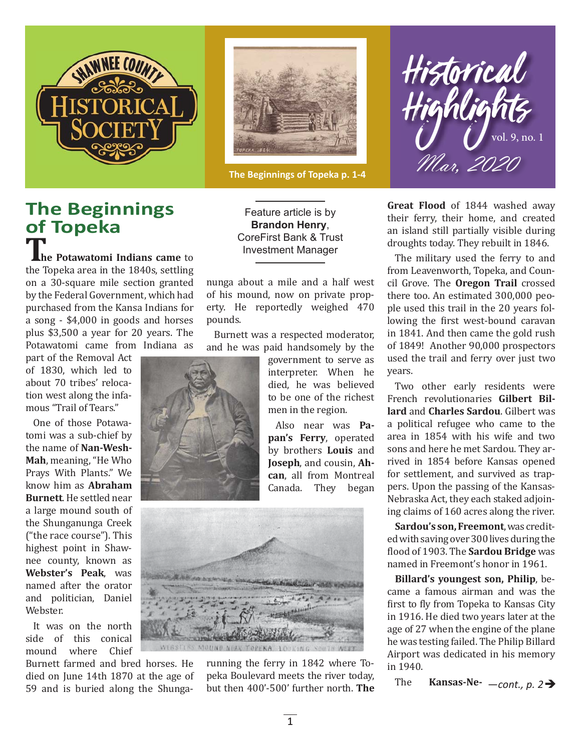Shawnee County Historical Society

The Beginnings of Topeka p. 1-4

Historical Highlights vol. 9, no. 1 Mar, 2020

# The Beginnings of Topeka

Feature article is by **Brandon Henry**, CoreFirst Bank & Trust Investment Manager

**The Potawatomi Indians came** to the Topeka area in the 1840s, settling on a 30-square mile section granted by the Federal Government, which had purchased from the Kansa Indians for a song - $4,000 in goods and horses plus $3,500 a year for 20 years. The Potawatomi came from Indiana as part of the Removal Act of 1830, which led to about 70 tribes' relocation west along the infamous "Trail of Tears."

One of those Potawatomi was a sub-chief by the name of **Nan-Wesh-Mah**, meaning, "He Who Prays With Plants." We know him as **Abraham Burnett**. He settled near a large mound south of the Shunganunga Creek ("the race course"). This highest point in Shawnee county, known as **Webster's Peak**, was named after the orator and politician, Daniel Webster.

It was on the north side of this conical mound where Chief Burnett farmed and bred horses. He died on June 14th 1870 at the age of 59 and is buried along the Shunganunga about a mile and a half west of his mound, now on private property. He reportedly weighed 470 pounds.

Burnett was a respected moderator, and he was paid handsomely by the government to serve as interpreter. When he died, he was believed to be one of the richest men in the region.

Also near was **Papan's Ferry**, operated by brothers **Louis** and **Joseph**, and cousin, **Ahcan**, all from Montreal Canada. They began running the ferry in 1842 where Topeka Boulevard meets the river today, but then 400'-500' further north. **The Great Flood** of 1844 washed away their ferry, their home, and created an island still partially visible during droughts today. They rebuilt in 1846.

WEBSTER'S MOUND NEAR TOPEKA LOOKING SOUTH WEST

The military used the ferry to and from Leavenworth, Topeka, and Council Grove. The **Oregon Trail** crossed there too. An estimated 300,000 people used this trail in the 20 years following the first west-bound caravan in 1841. And then came the gold rush of 1849! Another 90,000 prospectors used the trail and ferry over just two years.

Two other early residents were French revolutionaries **Gilbert Billard** and **Charles Sardou**. Gilbert was a political refugee who came to the area in 1854 with his wife and two sons and here he met Sardou. They arrived in 1854 before Kansas opened for settlement, and survived as trappers. Upon the passing of the Kansas-Nebraska Act, they each staked adjoining claims of 160 acres along the river.

**Sardou's son, Freemont**, was credited with saving over 300 lives during the flood of 1903. The **Sardou Bridge** was named in Freemont's honor in 1961.

**Billard's youngest son, Philip**, became a famous airman and was the first to fly from Topeka to Kansas City in 1916. He died two years later at the age of 27 when the engine of the plane he was testing failed. The Philip Billard Airport was dedicated in his memory in 1940.

The **Kansas-Ne-** *—cont., p. 2➔*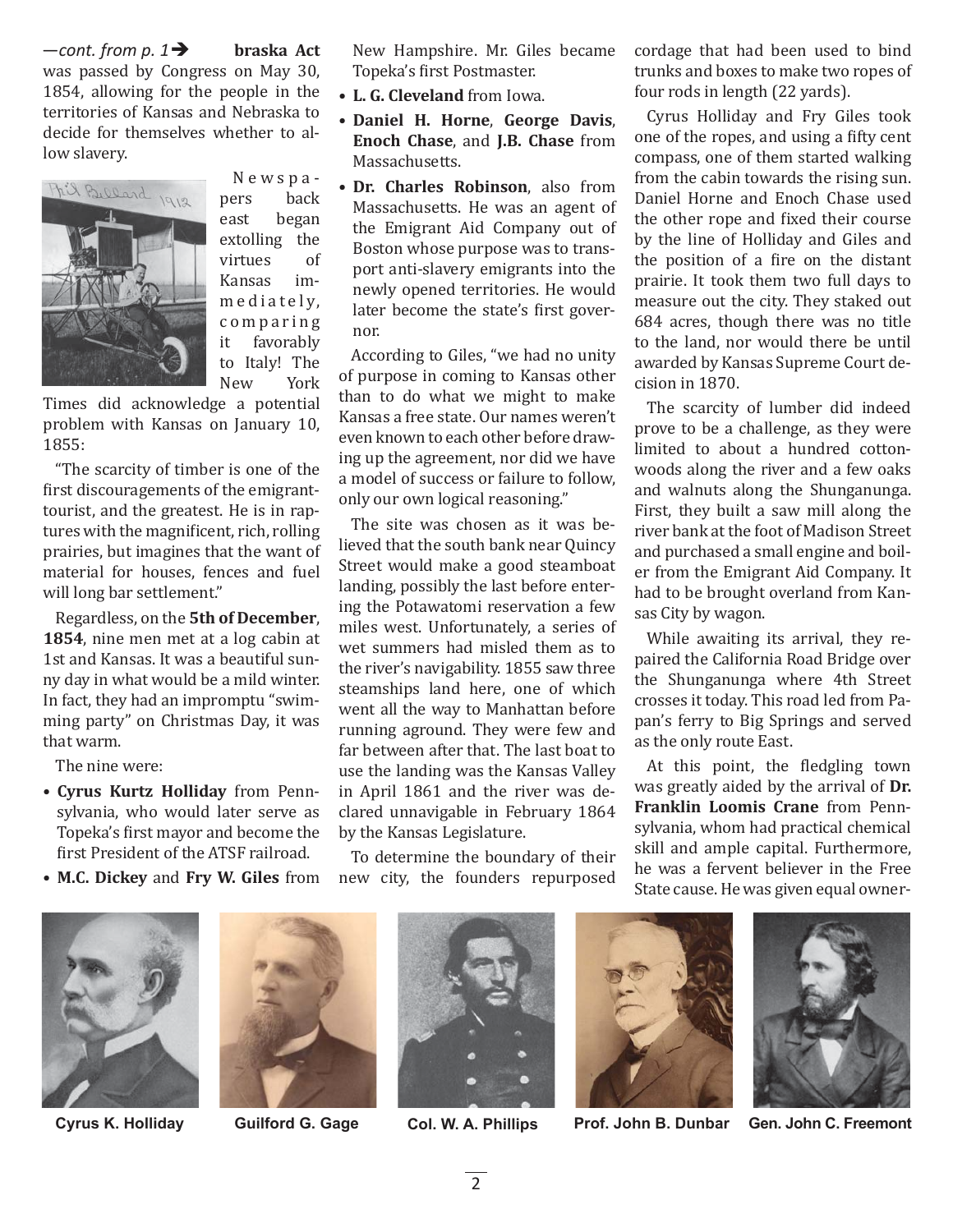*—cont. from p. 1*➔ **braska Act** was passed by Congress on May 30, 1854, allowing for the people in the territories of Kansas and Nebraska to decide for themselves whether to allow slavery.

Newspapers back east began extolling the virtues of Kansas immediately, comparing it favorably to Italy! The New York Times did acknowledge a potential problem with Kansas on January 10, 1855:

"The scarcity of timber is one of the first discouragements of the emigrant-tourist, and the greatest. He is in raptures with the magnificent, rich, rolling prairies, but imagines that the want of material for houses, fences and fuel will long bar settlement."

Regardless, on the **5th of December, 1854**, nine men met at a log cabin at 1st and Kansas. It was a beautiful sunny day in what would be a mild winter. In fact, they had an impromptu "swimming party" on Christmas Day, it was that warm.

The nine were:

- **Cyrus Kurtz Holliday** from Pennsylvania, who would later serve as Topeka's first mayor and become the first President of the ATSF railroad.
- **M.C. Dickey** and **Fry W. Giles** from New Hampshire. Mr. Giles became Topeka's first Postmaster.
- **L. G. Cleveland** from Iowa.
- **Daniel H. Horne**, **George Davis**, **Enoch Chase**, and **J.B. Chase** from Massachusetts.
- **Dr. Charles Robinson**, also from Massachusetts. He was an agent of the Emigrant Aid Company out of Boston whose purpose was to transport anti-slavery emigrants into the newly opened territories. He would later become the state's first governor.

According to Giles, "we had no unity of purpose in coming to Kansas other than to do what we might to make Kansas a free state. Our names weren't even known to each other before drawing up the agreement, nor did we have a model of success or failure to follow, only our own logical reasoning."

The site was chosen as it was believed that the south bank near Quincy Street would make a good steamboat landing, possibly the last before entering the Potawatomi reservation a few miles west. Unfortunately, a series of wet summers had misled them as to the river's navigability. 1855 saw three steamships land here, one of which went all the way to Manhattan before running aground. They were few and far between after that. The last boat to use the landing was the Kansas Valley in April 1861 and the river was declared unnavigable in February 1864 by the Kansas Legislature.

To determine the boundary of their new city, the founders repurposed cordage that had been used to bind trunks and boxes to make two ropes of four rods in length (22 yards).

Cyrus Holliday and Fry Giles took one of the ropes, and using a fifty cent compass, one of them started walking from the cabin towards the rising sun. Daniel Horne and Enoch Chase used the other rope and fixed their course by the line of Holliday and Giles and the position of a fire on the distant prairie. It took them two full days to measure out the city. They staked out 684 acres, though there was no title to the land, nor would there be until awarded by Kansas Supreme Court decision in 1870.

The scarcity of lumber did indeed prove to be a challenge, as they were limited to about a hundred cottonwoods along the river and a few oaks and walnuts along the Shunganunga. First, they built a saw mill along the river bank at the foot of Madison Street and purchased a small engine and boiler from the Emigrant Aid Company. It had to be brought overland from Kansas City by wagon.

While awaiting its arrival, they repaired the California Road Bridge over the Shunganunga where 4th Street crosses it today. This road led from Papan's ferry to Big Springs and served as the only route East.

At this point, the fledgling town was greatly aided by the arrival of **Dr. Franklin Loomis Crane** from Pennsylvania, whom had practical chemical skill and ample capital. Furthermore, he was a fervent believer in the Free State cause. He was given equal owner-

Cyrus K. Holliday

Guilford G. Gage

Col. W. A. Phillips

Prof. John B. Dunbar

Gen. John C. Freemont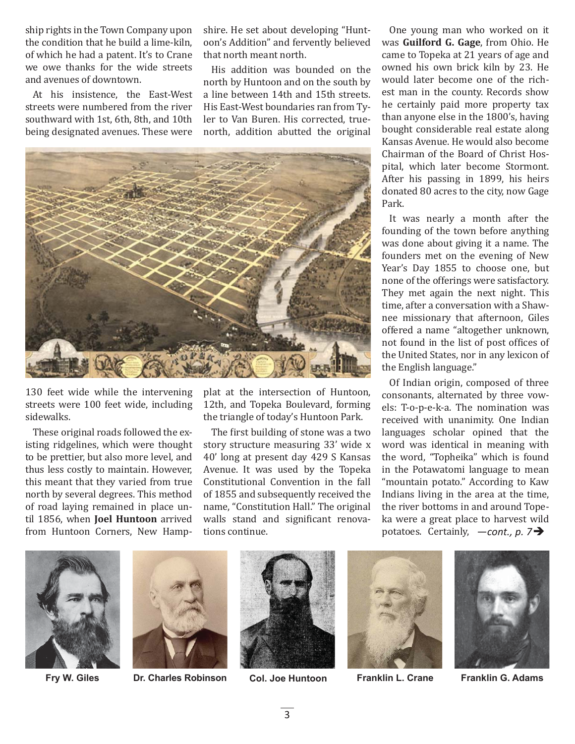ship rights in the Town Company upon the condition that he build a lime-kiln, of which he had a patent. It's to Crane we owe thanks for the wide streets and avenues of downtown.

At his insistence, the East-West streets were numbered from the river southward with 1st, 6th, 8th, and 10th being designated avenues. These were 130 feet wide while the intervening streets were 100 feet wide, including sidewalks.

These original roads followed the existing ridgelines, which were thought to be prettier, but also more level, and thus less costly to maintain. However, this meant that they varied from true north by several degrees. This method of road laying remained in place until 1856, when **Joel Huntoon** arrived from Huntoon Corners, New Hampshire. He set about developing "Huntoon's Addition" and fervently believed that north meant north.

His addition was bounded on the north by Huntoon and on the south by a line between 14th and 15th streets. His East-West boundaries ran from Tyler to Van Buren. His corrected, true-north, addition abutted the original plat at the intersection of Huntoon, 12th, and Topeka Boulevard, forming the triangle of today's Huntoon Park.

The first building of stone was a two story structure measuring 33' wide x 40' long at present day 429 S Kansas Avenue. It was used by the Topeka Constitutional Convention in the fall of 1855 and subsequently received the name, "Constitution Hall." The original walls stand and significant renovations continue.

One young man who worked on it was **Guilford G. Gage**, from Ohio. He came to Topeka at 21 years of age and owned his own brick kiln by 23. He would later become one of the richest man in the county. Records show he certainly paid more property tax than anyone else in the 1800's, having bought considerable real estate along Kansas Avenue. He would also become Chairman of the Board of Christ Hospital, which later become Stormont. After his passing in 1899, his heirs donated 80 acres to the city, now Gage Park.

It was nearly a month after the founding of the town before anything was done about giving it a name. The founders met on the evening of New Year's Day 1855 to choose one, but none of the offerings were satisfactory. They met again the next night. This time, after a conversation with a Shawnee missionary that afternoon, Giles offered a name "altogether unknown, not found in the list of post offices of the United States, nor in any lexicon of the English language."

Of Indian origin, composed of three consonants, alternated by three vowels: T-o-p-e-k-a. The nomination was received with unanimity. One Indian languages scholar opined that the word was identical in meaning with the word, "Topheika" which is found in the Potawatomi language to mean "mountain potato." According to Kaw Indians living in the area at the time, the river bottoms in and around Topeka were a great place to harvest wild potatoes. Certainly, *—cont., p. 7* ➔

Fry W. Giles | Dr. Charles Robinson | Col. Joe Huntoon | Franklin L. Crane | Franklin G. Adams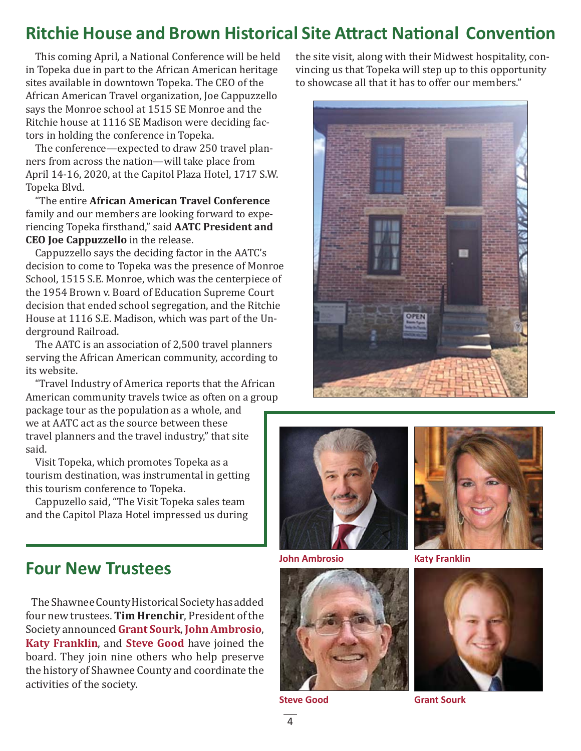## Ritchie House and Brown Historical Site Attract National Convention

This coming April, a National Conference will be held in Topeka due in part to the African American heritage sites available in downtown Topeka. The CEO of the African American Travel organization, Joe Cappuzzello says the Monroe school at 1515 SE Monroe and the Ritchie house at 1116 SE Madison were deciding factors in holding the conference in Topeka.

The conference—expected to draw 250 travel planners from across the nation—will take place from April 14-16, 2020, at the Capitol Plaza Hotel, 1717 S.W. Topeka Blvd.

"The entire **African American Travel Conference** family and our members are looking forward to experiencing Topeka firsthand," said **AATC President and CEO Joe Cappuzzello** in the release.

Cappuzzello says the deciding factor in the AATC's decision to come to Topeka was the presence of Monroe School, 1515 S.E. Monroe, which was the centerpiece of the 1954 Brown v. Board of Education Supreme Court decision that ended school segregation, and the Ritchie House at 1116 S.E. Madison, which was part of the Underground Railroad.

The AATC is an association of 2,500 travel planners serving the African American community, according to its website.

"Travel Industry of America reports that the African American community travels twice as often on a group package tour as the population as a whole, and we at AATC act as the source between these travel planners and the travel industry," that site said.

Visit Topeka, which promotes Topeka as a tourism destination, was instrumental in getting this tourism conference to Topeka.

Cappuzelo said, "The Visit Topeka sales team and the Capitol Plaza Hotel impressed us during the site visit, along with their Midwest hospitality, convincing us that Topeka will step up to this opportunity to showcase all that it has to offer our members."

## Four New Trustees

The Shawnee County Historical Society has added four new trustees. **Tim Hrenchir**, President of the Society announced **Grant Sourk**, **John Ambrosio**, **Katy Franklin**, and **Steve Good** have joined the board. They join nine others who help preserve the history of Shawnee County and coordinate the activities of the society.

**John Ambrosio**

**Katy Franklin**

**Steve Good**

**Grant Sourk**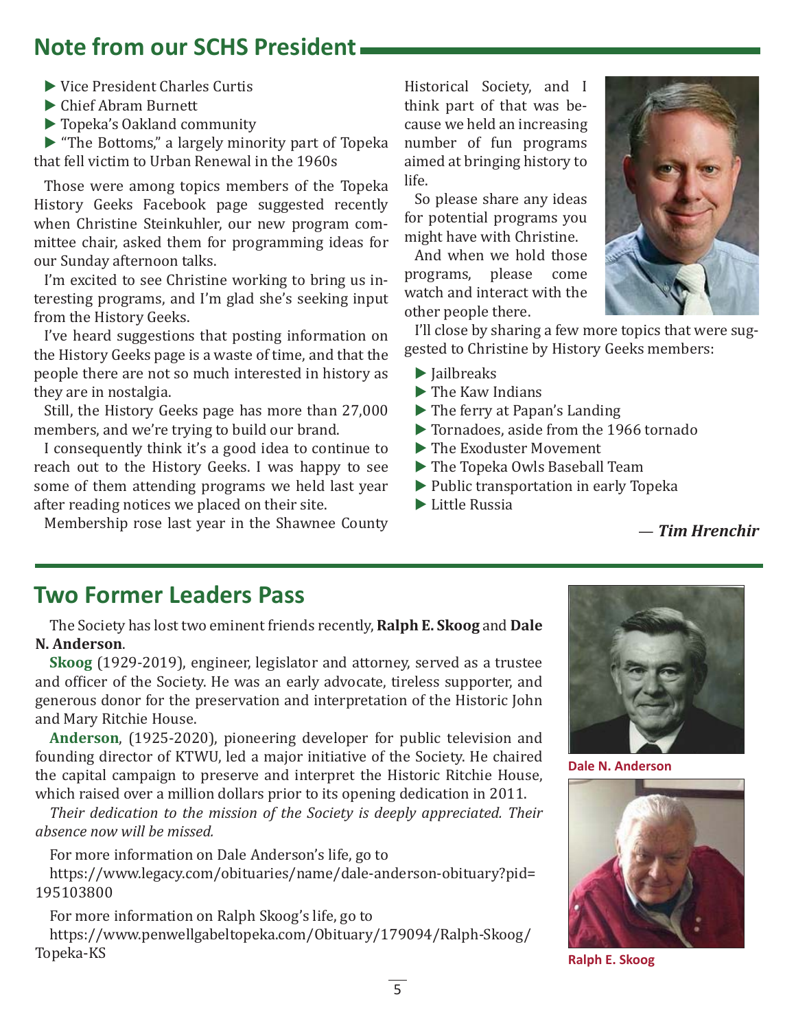## Note from our SCHS President

- Vice President Charles Curtis
- Chief Abram Burnett
- Topeka's Oakland community
- "The Bottoms," a largely minority part of Topeka that fell victim to Urban Renewal in the 1960s

Those were among topics members of the Topeka History Geeks Facebook page suggested recently when Christine Steinkuhler, our new program committee chair, asked them for programming ideas for our Sunday afternoon talks.

I'm excited to see Christine working to bring us interesting programs, and I'm glad she's seeking input from the History Geeks.

I've heard suggestions that posting information on the History Geeks page is a waste of time, and that the people there are not so much interested in history as they are in nostalgia.

Still, the History Geeks page has more than 27,000 members, and we're trying to build our brand.

I consequently think it's a good idea to continue to reach out to the History Geeks. I was happy to see some of them attending programs we held last year after reading notices we placed on their site.

Membership rose last year in the Shawnee County Historical Society, and I think part of that was because we held an increasing number of fun programs aimed at bringing history to life.

So please share any ideas for potential programs you might have with Christine.

And when we hold those programs, please come watch and interact with the other people there.

I'll close by sharing a few more topics that were suggested to Christine by History Geeks members:

- Jailbreaks
- The Kaw Indians
- The ferry at Papan's Landing
- Tornadoes, aside from the 1966 tornado
- The Exoduster Movement
- The Topeka Owls Baseball Team
- Public transportation in early Topeka
- Little Russia

— ***Tim Hrenchir***

## Two Former Leaders Pass

The Society has lost two eminent friends recently, **Ralph E. Skoog** and **Dale N. Anderson**.

**Skoog** (1929-2019), engineer, legislator and attorney, served as a trustee and officer of the Society. He was an early advocate, tireless supporter, and generous donor for the preservation and interpretation of the Historic John and Mary Ritchie House.

**Anderson**, (1925-2020), pioneering developer for public television and founding director of KTWU, led a major initiative of the Society. He chaired the capital campaign to preserve and interpret the Historic Ritchie House, which raised over a million dollars prior to its opening dedication in 2011.

*Their dedication to the mission of the Society is deeply appreciated. Their absence now will be missed.*

For more information on Dale Anderson's life, go to https://www.legacy.com/obituaries/name/dale-anderson-obituary?pid=195103800

For more information on Ralph Skoog's life, go to https://www.penwellgabeltopeka.com/Obituary/179094/Ralph-Skoog/Topeka-KS

**Dale N. Anderson**

**Ralph E. Skoog**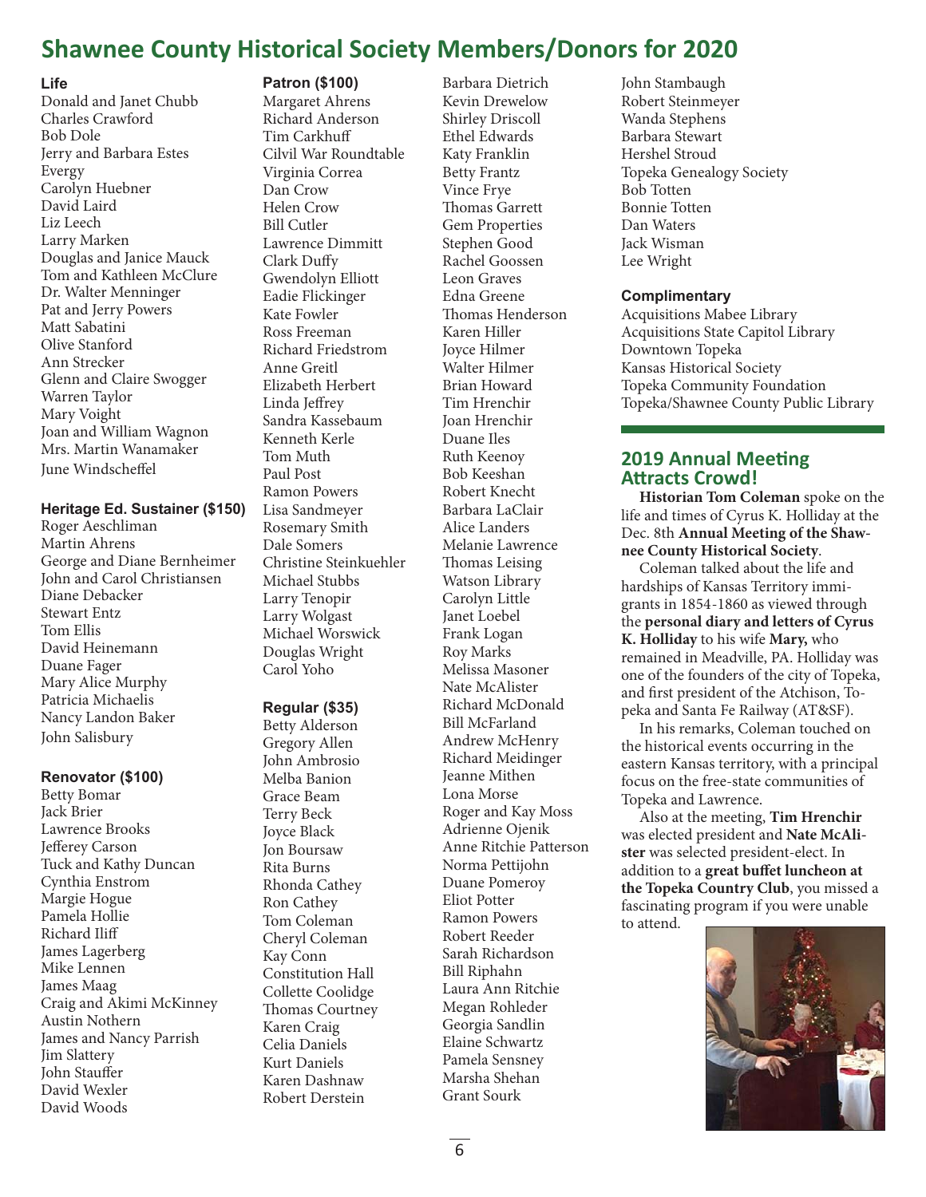# Shawnee County Historical Society Members/Donors for 2020

### Life

Donald and Janet Chubb
Charles Crawford
Bob Dole
Jerry and Barbara Estes
Evergy
Carolyn Huebner
David Laird
Liz Leech
Larry Marken
Douglas and Janice Mauck
Tom and Kathleen McClure
Dr. Walter Menninger
Pat and Jerry Powers
Matt Sabatini
Olive Stanford
Ann Strecker
Glenn and Claire Swogger
Warren Taylor
Mary Voight
Joan and William Wagnon
Mrs. Martin Wanamaker
June Windscheffel

### Heritage Ed. Sustainer ($150)

Roger Aeschliman
Martin Ahrens
George and Diane Bernheimer
John and Carol Christiansen
Diane Debacker
Stewart Entz
Tom Ellis
David Heinemann
Duane Fager
Mary Alice Murphy
Patricia Michaelis
Nancy Landon Baker
John Salisbury

### Renovator ($100)

Betty Bomar
Jack Brier
Lawrence Brooks
Jefferey Carson
Tuck and Kathy Duncan
Cynthia Enstrom
Margie Hogue
Pamela Hollie
Richard Iliff
James Lagerberg
Mike Lennen
James Maag
Craig and Akimi McKinney
Austin Nothern
James and Nancy Parrish
Jim Slattery
John Stauffer
David Wexler
David Woods

### Patron ($100)

Margaret Ahrens
Richard Anderson
Tim Carkhuff
Cilvil War Roundtable
Virginia Correa
Dan Crow
Helen Crow
Bill Cutler
Lawrence Dimmitt
Clark Duffy
Gwendolyn Elliott
Eadie Flickinger
Kate Fowler
Ross Freeman
Richard Friedstrom
Anne Greitl
Elizabeth Herbert
Linda Jeffrey
Sandra Kassebaum
Kenneth Kerle
Tom Muth
Paul Post
Ramon Powers
Lisa Sandmeyer
Rosemary Smith
Dale Somers
Christine Steinkuehler
Michael Stubbs
Larry Tenopir
Larry Wolgast
Michael Worswick
Douglas Wright
Carol Yoho

### Regular ($35)

Betty Alderson
Gregory Allen
John Ambrosio
Melba Banion
Grace Beam
Terry Beck
Joyce Black
Jon Boursaw
Rita Burns
Rhonda Cathey
Ron Cathey
Tom Coleman
Cheryl Coleman
Kay Conn
Constitution Hall
Collette Coolidge
Thomas Courtney
Karen Craig
Celia Daniels
Kurt Daniels
Karen Dashnaw
Robert Derstein
Barbara Dietrich
Kevin Drewelow
Shirley Driscoll
Ethel Edwards
Katy Franklin
Betty Frantz
Vince Frye
Thomas Garrett
Gem Properties
Stephen Good
Rachel Goossen
Leon Graves
Edna Greene
Thomas Henderson
Karen Hiller
Joyce Hilmer
Walter Hilmer
Brian Howard
Tim Hrenchir
Joan Hrenchir
Duane Iles
Ruth Keenoy
Bob Keeshan
Robert Knecht
Barbara LaClair
Alice Landers
Melanie Lawrence
Thomas Leising
Watson Library
Carolyn Little
Janet Loebel
Frank Logan
Roy Marks
Melissa Masoner
Nate McAlister
Richard McDonald
Bill McFarland
Andrew McHenry
Richard Meidinger
Jeanne Mithen
Lona Morse
Roger and Kay Moss
Adrienne Ojenik
Anne Ritchie Patterson
Norma Pettijohn
Duane Pomeroy
Eliot Potter
Ramon Powers
Robert Reeder
Sarah Richardson
Bill Riphahn
Laura Ann Ritchie
Megan Rohleder
Georgia Sandlin
Elaine Schwartz
Pamela Sensney
Marsha Shehan
Grant Sourk
John Stambaugh
Robert Steinmeyer
Wanda Stephens
Barbara Stewart
Hershel Stroud
Topeka Genealogy Society
Bob Totten
Bonnie Totten
Dan Waters
Jack Wisman
Lee Wright

### Complimentary

Acquisitions Mabee Library
Acquisitions State Capitol Library
Downtown Topeka
Kansas Historical Society
Topeka Community Foundation
Topeka/Shawnee County Public Library

## 2019 Annual Meeting Attracts Crowd!

**Historian Tom Coleman** spoke on the life and times of Cyrus K. Holliday at the Dec. 8th **Annual Meeting of the Shawnee County Historical Society**.

Coleman talked about the life and hardships of Kansas Territory immigrants in 1854-1860 as viewed through the **personal diary and letters of Cyrus K. Holliday** to his wife **Mary,** who remained in Meadville, PA. Holliday was one of the founders of the city of Topeka, and first president of the Atchison, Topeka and Santa Fe Railway (AT&SF).

In his remarks, Coleman touched on the historical events occurring in the eastern Kansas territory, with a principal focus on the free-state communities of Topeka and Lawrence.

Also at the meeting, **Tim Hrenchir** was elected president and **Nate McAlister** was selected president-elect. In addition to a **great buffet luncheon at the Topeka Country Club**, you missed a fascinating program if you were unable to attend.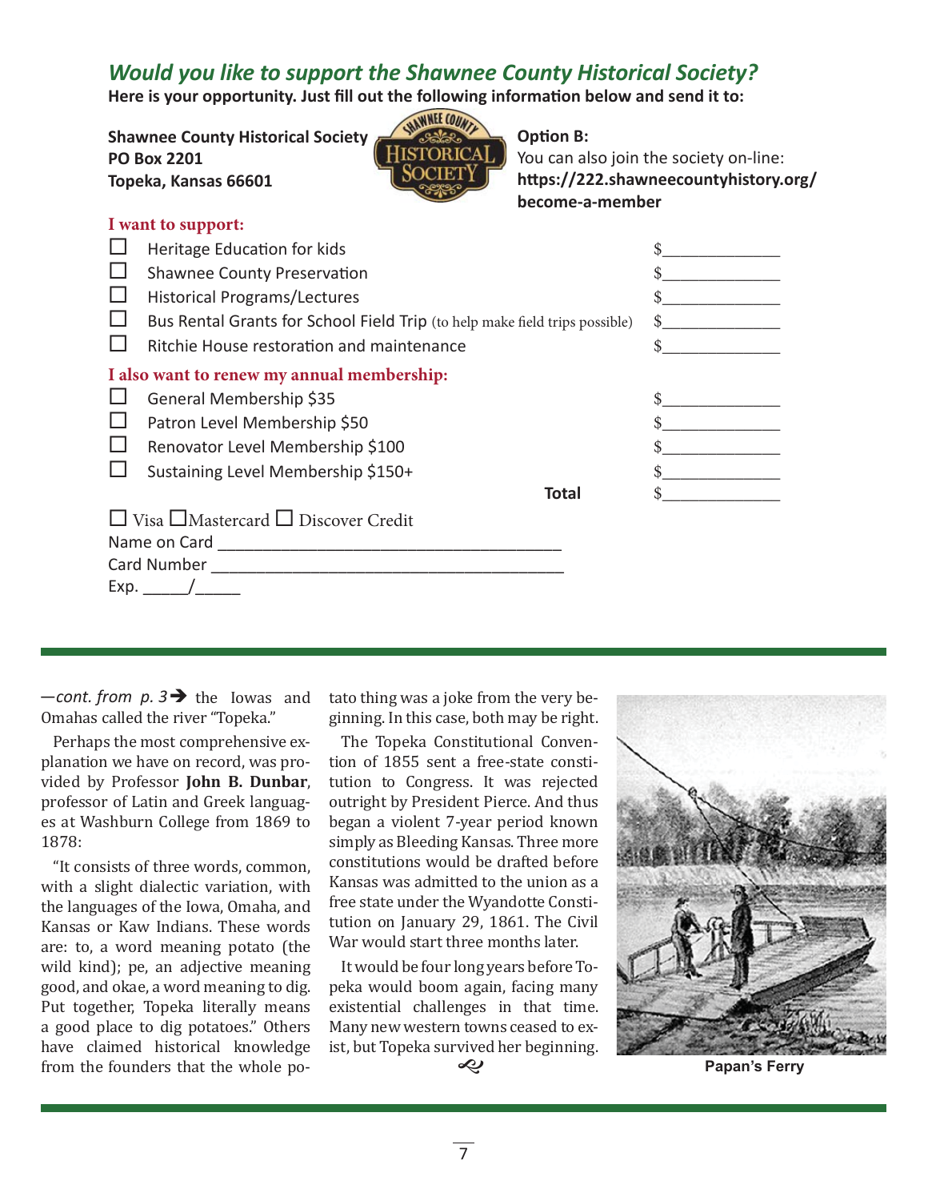## *Would you like to support the Shawnee County Historical Society?*

**Here is your opportunity. Just fill out the following information below and send it to:**

**Shawnee County Historical Society**
**PO Box 2201**
**Topeka, Kansas 66601**

**Option B:**
You can also join the society on-line:
**https://222.shawneecountyhistory.org/become-a-member**

**I want to support:**

- ☐ Heritage Education for kids $\_\_\_\_\_\_\_\_\_\_\_\_
- ☐ Shawnee County Preservation $\_\_\_\_\_\_\_\_\_\_\_\_
- ☐ Historical Programs/Lectures $\_\_\_\_\_\_\_\_\_\_\_\_
- ☐ Bus Rental Grants for School Field Trip (to help make field trips possible) $\_\_\_\_\_\_\_\_\_\_\_\_
- ☐ Ritchie House restoration and maintenance $\_\_\_\_\_\_\_\_\_\_\_\_

**I also want to renew my annual membership:**

- ☐ General Membership $35 $\_\_\_\_\_\_\_\_\_\_\_\_
- ☐ Patron Level Membership $50 $\_\_\_\_\_\_\_\_\_\_\_\_
- ☐ Renovator Level Membership $100 $\_\_\_\_\_\_\_\_\_\_\_\_
- ☐ Sustaining Level Membership $150+ $\_\_\_\_\_\_\_\_\_\_\_\_

**Total** $\_\_\_\_\_\_\_\_\_\_\_\_

☐ Visa ☐Mastercard ☐ Discover Credit

Name on Card \_\_\_\_\_\_\_\_\_\_\_\_\_\_\_\_\_\_\_\_\_\_\_\_\_\_\_\_\_\_\_\_\_\_\_\_\_\_\_\_

Card Number \_\_\_\_\_\_\_\_\_\_\_\_\_\_\_\_\_\_\_\_\_\_\_\_\_\_\_\_\_\_\_\_\_\_\_\_\_\_\_\_

Exp. \_\_\_\_\_/\_\_\_\_\_

---

*—cont. from p. 3*➔ the Iowas and Omahas called the river "Topeka."

Perhaps the most comprehensive explanation we have on record, was provided by Professor **John B. Dunbar**, professor of Latin and Greek languages at Washburn College from 1869 to 1878:

"It consists of three words, common, with a slight dialectic variation, with the languages of the Iowa, Omaha, and Kansas or Kaw Indians. These words are: to, a word meaning potato (the wild kind); pe, an adjective meaning good, and okae, a word meaning to dig. Put together, Topeka literally means a good place to dig potatoes." Others have claimed historical knowledge from the founders that the whole potato thing was a joke from the very beginning. In this case, both may be right.

The Topeka Constitutional Convention of 1855 sent a free-state constitution to Congress. It was rejected outright by President Pierce. And thus began a violent 7-year period known simply as Bleeding Kansas. Three more constitutions would be drafted before Kansas was admitted to the union as a free state under the Wyandotte Constitution on January 29, 1861. The Civil War would start three months later.

It would be four long years before Topeka would boom again, facing many existential challenges in that time. Many new western towns ceased to exist, but Topeka survived her beginning.

Papan's Ferry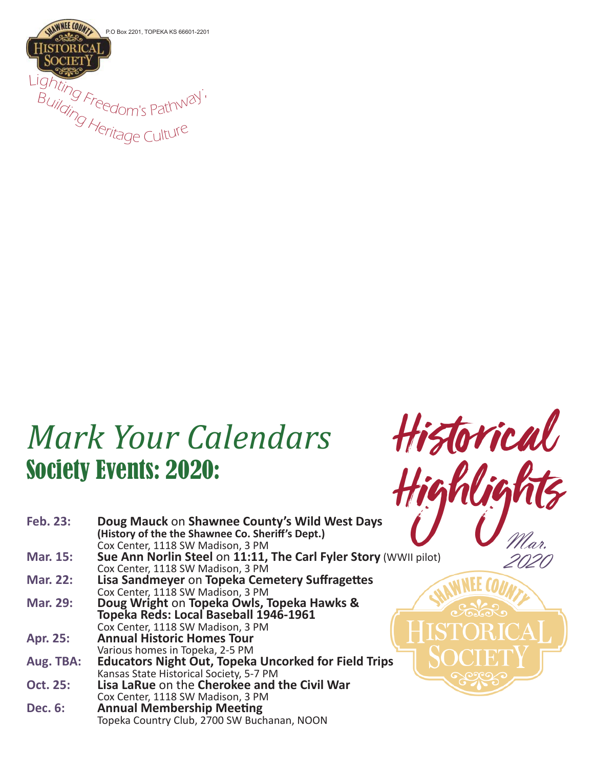SHAWNEE COUNTY HISTORICAL SOCIETY

P.O Box 2201, TOPEKA KS 66601-2201

Lighting Freedom's Pathway;
Building Heritage Culture

# *Mark Your Calendars*

## Society Events: 2020:

Historical Highlights

*Mar. 2020*

**Feb. 23:** **Doug Mauck** on **Shawnee County's Wild West Days (History of the the Shawnee Co. Sheriff's Dept.)**
Cox Center, 1118 SW Madison, 3 PM

**Mar. 15:** **Sue Ann Norlin Steel** on **11:11, The Carl Fyler Story** (WWII pilot)
Cox Center, 1118 SW Madison, 3 PM

**Mar. 22:** **Lisa Sandmeyer** on **Topeka Cemetery Suffragettes**
Cox Center, 1118 SW Madison, 3 PM

**Mar. 29:** **Doug Wright** on **Topeka Owls, Topeka Hawks & Topeka Reds: Local Baseball 1946-1961**
Cox Center, 1118 SW Madison, 3 PM

**Apr. 25:** **Annual Historic Homes Tour**
Various homes in Topeka, 2-5 PM

**Aug. TBA:** **Educators Night Out, Topeka Uncorked for Field Trips**
Kansas State Historical Society, 5-7 PM

**Oct. 25:** **Lisa LaRue** on the **Cherokee and the Civil War**
Cox Center, 1118 SW Madison, 3 PM

**Dec. 6:** **Annual Membership Meeting**
Topeka Country Club, 2700 SW Buchanan, NOON

SHAWNEE COUNTY HISTORICAL SOCIETY